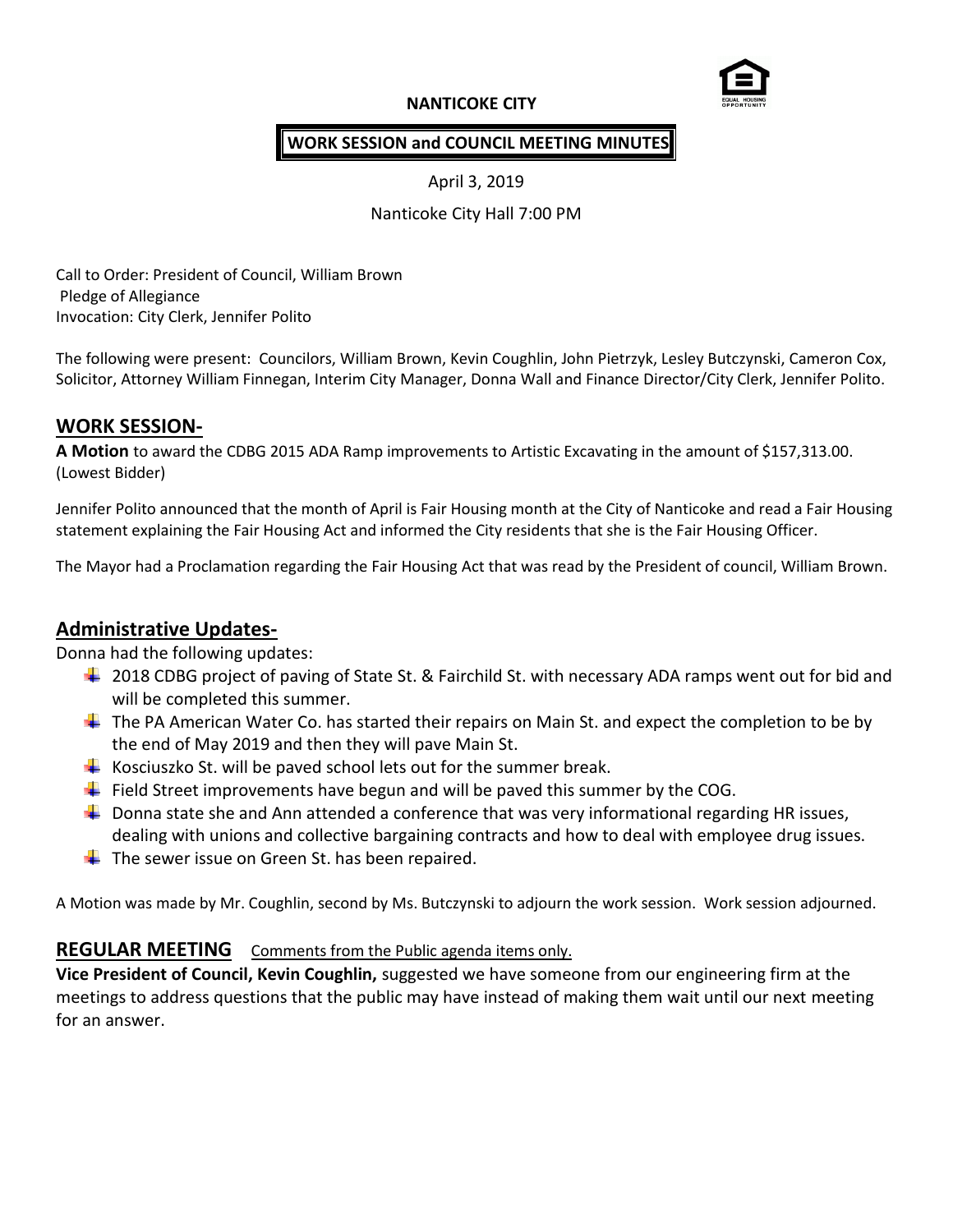**NANTICOKE CITY**

**WORK SESSION and COUNCIL MEETING MINUTES**

April 3, 2019

Nanticoke City Hall 7:00 PM

Call to Order: President of Council, William Brown
Pledge of Allegiance
Invocation: City Clerk, Jennifer Polito

The following were present: Councilors, William Brown, Kevin Coughlin, John Pietrzyk, Lesley Butczynski, Cameron Cox, Solicitor, Attorney William Finnegan, Interim City Manager, Donna Wall and Finance Director/City Clerk, Jennifer Polito.

## WORK SESSION-

**A Motion** to award the CDBG 2015 ADA Ramp improvements to Artistic Excavating in the amount of $157,313.00. (Lowest Bidder)

Jennifer Polito announced that the month of April is Fair Housing month at the City of Nanticoke and read a Fair Housing statement explaining the Fair Housing Act and informed the City residents that she is the Fair Housing Officer.

The Mayor had a Proclamation regarding the Fair Housing Act that was read by the President of council, William Brown.

## Administrative Updates-

Donna had the following updates:

- 2018 CDBG project of paving of State St. & Fairchild St. with necessary ADA ramps went out for bid and will be completed this summer.
- The PA American Water Co. has started their repairs on Main St. and expect the completion to be by the end of May 2019 and then they will pave Main St.
- Kosciuszko St. will be paved school lets out for the summer break.
- Field Street improvements have begun and will be paved this summer by the COG.
- Donna state she and Ann attended a conference that was very informational regarding HR issues, dealing with unions and collective bargaining contracts and how to deal with employee drug issues.
- The sewer issue on Green St. has been repaired.

A Motion was made by Mr. Coughlin, second by Ms. Butczynski to adjourn the work session. Work session adjourned.

## REGULAR MEETING Comments from the Public agenda items only.

**Vice President of Council, Kevin Coughlin,** suggested we have someone from our engineering firm at the meetings to address questions that the public may have instead of making them wait until our next meeting for an answer.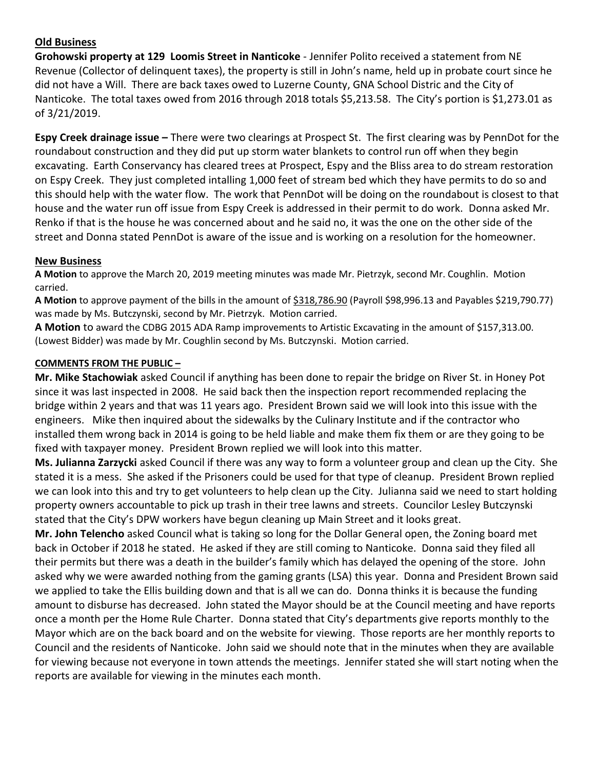## Old Business

**Grohowski property at 129 Loomis Street in Nanticoke** - Jennifer Polito received a statement from NE Revenue (Collector of delinquent taxes), the property is still in John's name, held up in probate court since he did not have a Will. There are back taxes owed to Luzerne County, GNA School Distric and the City of Nanticoke. The total taxes owed from 2016 through 2018 totals $5,213.58. The City's portion is $1,273.01 as of 3/21/2019.

**Espy Creek drainage issue –** There were two clearings at Prospect St. The first clearing was by PennDot for the roundabout construction and they did put up storm water blankets to control run off when they begin excavating. Earth Conservancy has cleared trees at Prospect, Espy and the Bliss area to do stream restoration on Espy Creek. They just completed intalling 1,000 feet of stream bed which they have permits to do so and this should help with the water flow. The work that PennDot will be doing on the roundabout is closest to that house and the water run off issue from Espy Creek is addressed in their permit to do work. Donna asked Mr. Renko if that is the house he was concerned about and he said no, it was the one on the other side of the street and Donna stated PennDot is aware of the issue and is working on a resolution for the homeowner.

## New Business

**A Motion** to approve the March 20, 2019 meeting minutes was made Mr. Pietrzyk, second Mr. Coughlin. Motion carried.

**A Motion** to approve payment of the bills in the amount of $318,786.90 (Payroll $98,996.13 and Payables $219,790.77) was made by Ms. Butczynski, second by Mr. Pietrzyk. Motion carried.

**A Motion** to award the CDBG 2015 ADA Ramp improvements to Artistic Excavating in the amount of $157,313.00. (Lowest Bidder) was made by Mr. Coughlin second by Ms. Butczynski. Motion carried.

## COMMENTS FROM THE PUBLIC –

**Mr. Mike Stachowiak** asked Council if anything has been done to repair the bridge on River St. in Honey Pot since it was last inspected in 2008. He said back then the inspection report recommended replacing the bridge within 2 years and that was 11 years ago. President Brown said we will look into this issue with the engineers. Mike then inquired about the sidewalks by the Culinary Institute and if the contractor who installed them wrong back in 2014 is going to be held liable and make them fix them or are they going to be fixed with taxpayer money. President Brown replied we will look into this matter.

**Ms. Julianna Zarzycki** asked Council if there was any way to form a volunteer group and clean up the City. She stated it is a mess. She asked if the Prisoners could be used for that type of cleanup. President Brown replied we can look into this and try to get volunteers to help clean up the City. Julianna said we need to start holding property owners accountable to pick up trash in their tree lawns and streets. Councilor Lesley Butczynski stated that the City's DPW workers have begun cleaning up Main Street and it looks great.

**Mr. John Telencho** asked Council what is taking so long for the Dollar General open, the Zoning board met back in October if 2018 he stated. He asked if they are still coming to Nanticoke. Donna said they filed all their permits but there was a death in the builder's family which has delayed the opening of the store. John asked why we were awarded nothing from the gaming grants (LSA) this year. Donna and President Brown said we applied to take the Ellis building down and that is all we can do. Donna thinks it is because the funding amount to disburse has decreased. John stated the Mayor should be at the Council meeting and have reports once a month per the Home Rule Charter. Donna stated that City's departments give reports monthly to the Mayor which are on the back board and on the website for viewing. Those reports are her monthly reports to Council and the residents of Nanticoke. John said we should note that in the minutes when they are available for viewing because not everyone in town attends the meetings. Jennifer stated she will start noting when the reports are available for viewing in the minutes each month.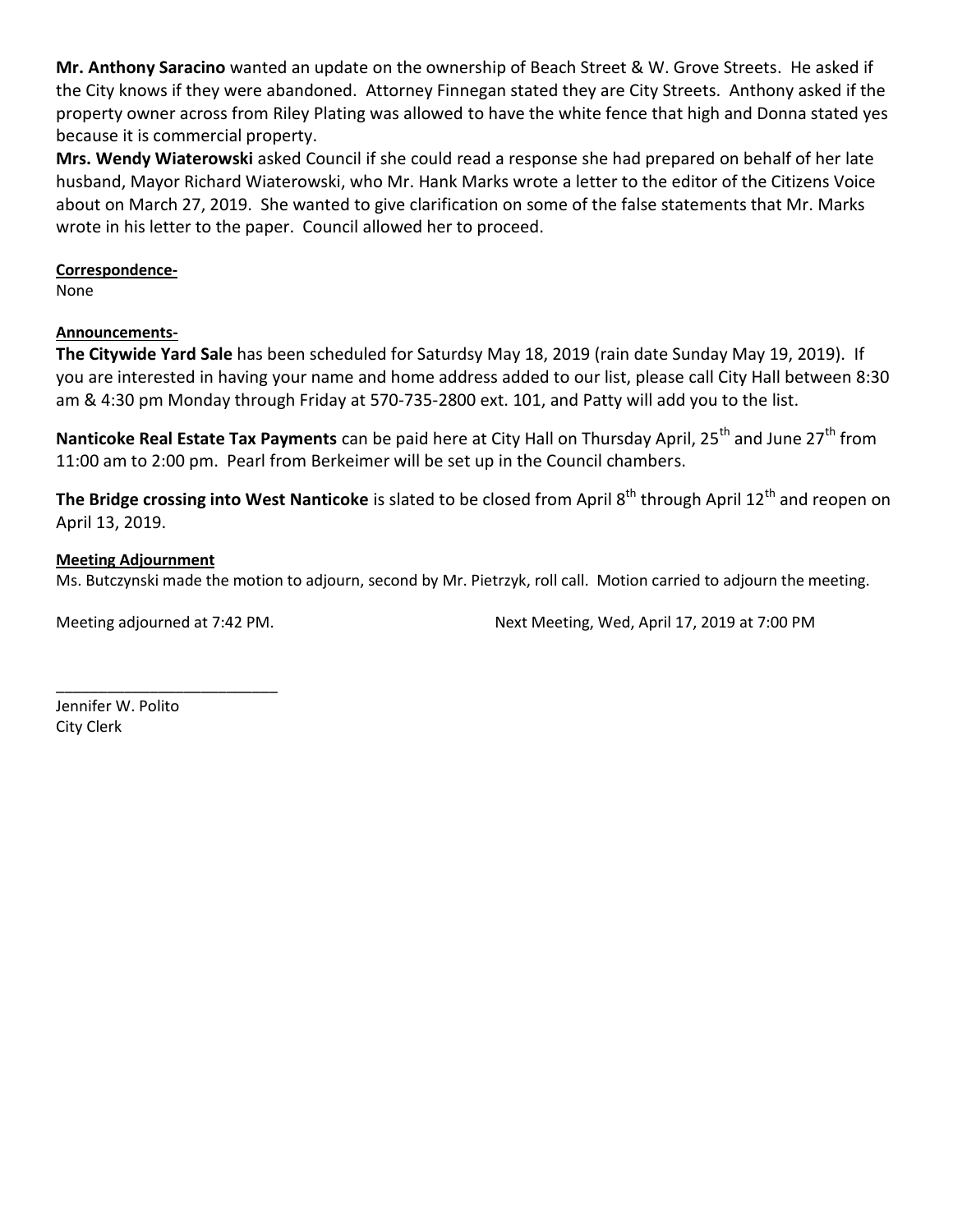**Mr. Anthony Saracino** wanted an update on the ownership of Beach Street & W. Grove Streets. He asked if the City knows if they were abandoned. Attorney Finnegan stated they are City Streets. Anthony asked if the property owner across from Riley Plating was allowed to have the white fence that high and Donna stated yes because it is commercial property.

**Mrs. Wendy Wiaterowski** asked Council if she could read a response she had prepared on behalf of her late husband, Mayor Richard Wiaterowski, who Mr. Hank Marks wrote a letter to the editor of the Citizens Voice about on March 27, 2019. She wanted to give clarification on some of the false statements that Mr. Marks wrote in his letter to the paper. Council allowed her to proceed.

**Correspondence-**

None

**Announcements-**

**The Citywide Yard Sale** has been scheduled for Saturdsy May 18, 2019 (rain date Sunday May 19, 2019). If you are interested in having your name and home address added to our list, please call City Hall between 8:30 am & 4:30 pm Monday through Friday at 570-735-2800 ext. 101, and Patty will add you to the list.

**Nanticoke Real Estate Tax Payments** can be paid here at City Hall on Thursday April, 25th and June 27th from 11:00 am to 2:00 pm. Pearl from Berkeimer will be set up in the Council chambers.

**The Bridge crossing into West Nanticoke** is slated to be closed from April 8th through April 12th and reopen on April 13, 2019.

**Meeting Adjournment**

Ms. Butczynski made the motion to adjourn, second by Mr. Pietrzyk, roll call. Motion carried to adjourn the meeting.

Meeting adjourned at 7:42 PM. Next Meeting, Wed, April 17, 2019 at 7:00 PM

___________________________

Jennifer W. Polito
City Clerk